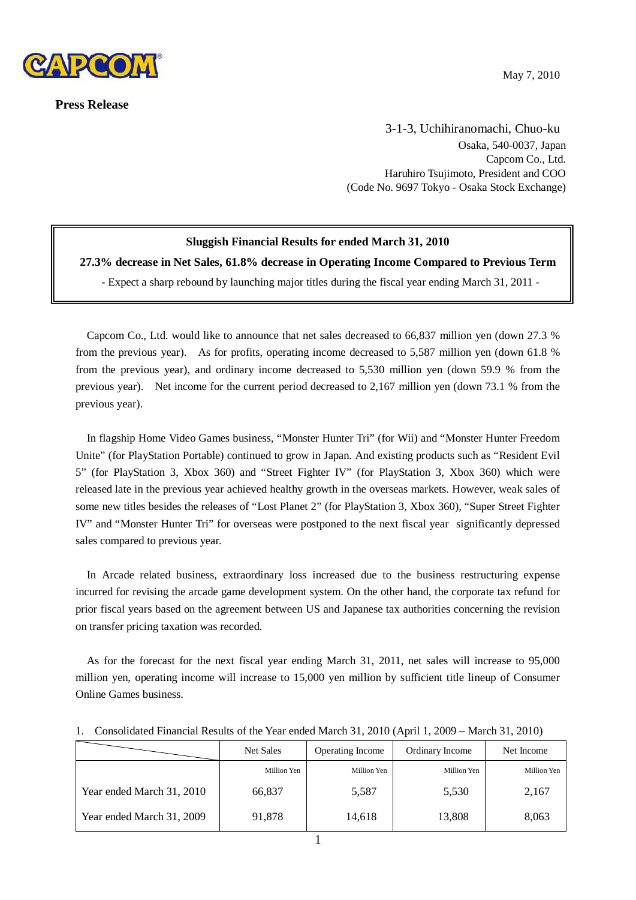CAPCOM

May 7, 2010

**Press Release**

3-1-3, Uchihiranomachi, Chuo-ku  
Osaka, 540-0037, Japan  
Capcom Co., Ltd.  
Haruhiro Tsujimoto, President and COO  
(Code No. 9697 Tokyo - Osaka Stock Exchange)

**Sluggish Financial Results for ended March 31, 2010**

**27.3% decrease in Net Sales, 61.8% decrease in Operating Income Compared to Previous Term**

- Expect a sharp rebound by launching major titles during the fiscal year ending March 31, 2011 -

Capcom Co., Ltd. would like to announce that net sales decreased to 66,837 million yen (down 27.3 % from the previous year). As for profits, operating income decreased to 5,587 million yen (down 61.8 % from the previous year), and ordinary income decreased to 5,530 million yen (down 59.9 % from the previous year). Net income for the current period decreased to 2,167 million yen (down 73.1 % from the previous year).

In flagship Home Video Games business, "Monster Hunter Tri" (for Wii) and "Monster Hunter Freedom Unite" (for PlayStation Portable) continued to grow in Japan. And existing products such as "Resident Evil 5" (for PlayStation 3, Xbox 360) and "Street Fighter IV" (for PlayStation 3, Xbox 360) which were released late in the previous year achieved healthy growth in the overseas markets. However, weak sales of some new titles besides the releases of "Lost Planet 2" (for PlayStation 3, Xbox 360), "Super Street Fighter IV" and "Monster Hunter Tri" for overseas were postponed to the next fiscal year significantly depressed sales compared to previous year.

In Arcade related business, extraordinary loss increased due to the business restructuring expense incurred for revising the arcade game development system. On the other hand, the corporate tax refund for prior fiscal years based on the agreement between US and Japanese tax authorities concerning the revision on transfer pricing taxation was recorded.

As for the forecast for the next fiscal year ending March 31, 2011, net sales will increase to 95,000 million yen, operating income will increase to 15,000 yen million by sufficient title lineup of Consumer Online Games business.

1. Consolidated Financial Results of the Year ended March 31, 2010 (April 1, 2009 – March 31, 2010)

| | Net Sales | Operating Income | Ordinary Income | Net Income |
|---|---|---|---|---|
| | Million Yen | Million Yen | Million Yen | Million Yen |
| Year ended March 31, 2010 | 66,837 | 5,587 | 5,530 | 2,167 |
| Year ended March 31, 2009 | 91,878 | 14,618 | 13,808 | 8,063 |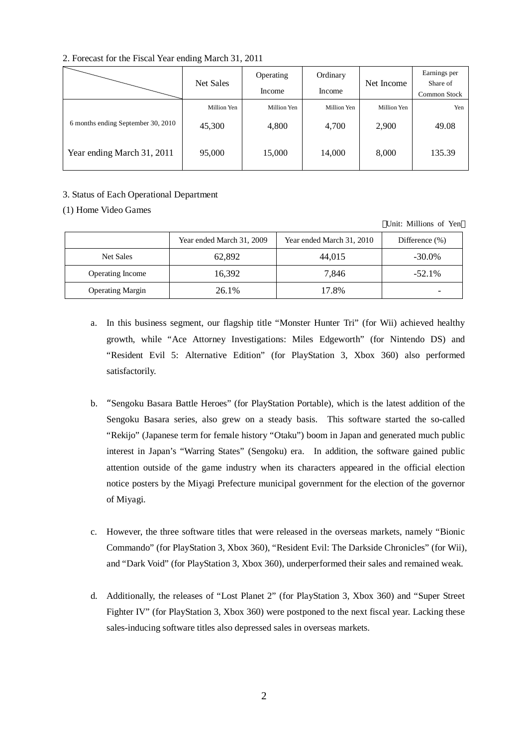2. Forecast for the Fiscal Year ending March 31, 2011

| | Net Sales | Operating Income | Ordinary Income | Net Income | Earnings per Share of Common Stock |
|---|---|---|---|---|---|
| | Million Yen | Million Yen | Million Yen | Million Yen | Yen |
| 6 months ending September 30, 2010 | 45,300 | 4,800 | 4,700 | 2,900 | 49.08 |
| Year ending March 31, 2011 | 95,000 | 15,000 | 14,000 | 8,000 | 135.39 |

3. Status of Each Operational Department

(1) Home Video Games

（Unit: Millions of Yen）

| | Year ended March 31, 2009 | Year ended March 31, 2010 | Difference (%) |
|---|---|---|---|
| Net Sales | 62,892 | 44,015 | -30.0% |
| Operating Income | 16,392 | 7,846 | -52.1% |
| Operating Margin | 26.1% | 17.8% | - |

a. In this business segment, our flagship title "Monster Hunter Tri" (for Wii) achieved healthy growth, while "Ace Attorney Investigations: Miles Edgeworth" (for Nintendo DS) and "Resident Evil 5: Alternative Edition" (for PlayStation 3, Xbox 360) also performed satisfactorily.

b. "Sengoku Basara Battle Heroes" (for PlayStation Portable), which is the latest addition of the Sengoku Basara series, also grew on a steady basis. This software started the so-called "Rekijo" (Japanese term for female history "Otaku") boom in Japan and generated much public interest in Japan's "Warring States" (Sengoku) era. In addition, the software gained public attention outside of the game industry when its characters appeared in the official election notice posters by the Miyagi Prefecture municipal government for the election of the governor of Miyagi.

c. However, the three software titles that were released in the overseas markets, namely "Bionic Commando" (for PlayStation 3, Xbox 360), "Resident Evil: The Darkside Chronicles" (for Wii), and "Dark Void" (for PlayStation 3, Xbox 360), underperformed their sales and remained weak.

d. Additionally, the releases of "Lost Planet 2" (for PlayStation 3, Xbox 360) and "Super Street Fighter IV" (for PlayStation 3, Xbox 360) were postponed to the next fiscal year. Lacking these sales-inducing software titles also depressed sales in overseas markets.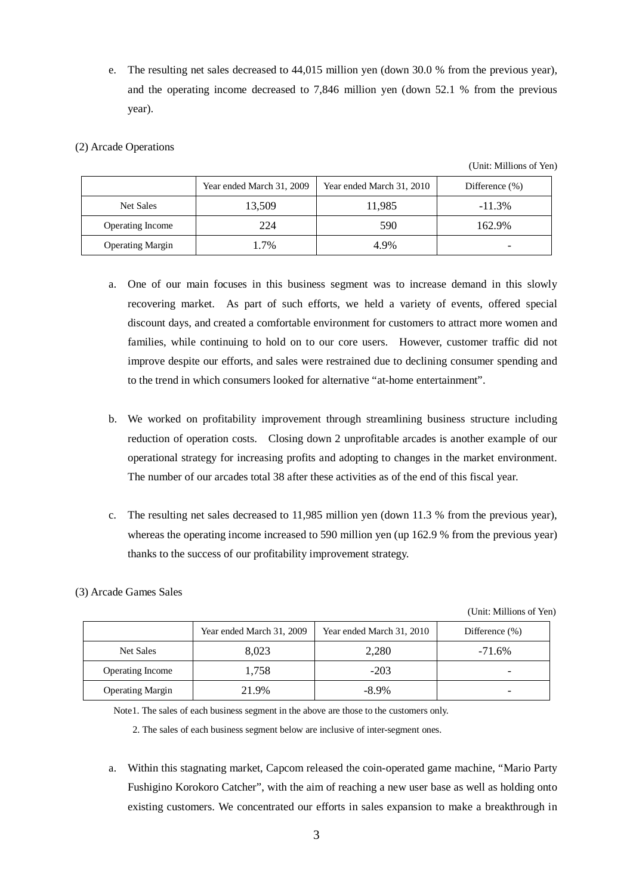e. The resulting net sales decreased to 44,015 million yen (down 30.0 % from the previous year), and the operating income decreased to 7,846 million yen (down 52.1 % from the previous year).

(2) Arcade Operations

(Unit: Millions of Yen)

| | Year ended March 31, 2009 | Year ended March 31, 2010 | Difference (%) |
|---|---|---|---|
| Net Sales | 13,509 | 11,985 | -11.3% |
| Operating Income | 224 | 590 | 162.9% |
| Operating Margin | 1.7% | 4.9% | - |

a. One of our main focuses in this business segment was to increase demand in this slowly recovering market. As part of such efforts, we held a variety of events, offered special discount days, and created a comfortable environment for customers to attract more women and families, while continuing to hold on to our core users. However, customer traffic did not improve despite our efforts, and sales were restrained due to declining consumer spending and to the trend in which consumers looked for alternative "at-home entertainment".

b. We worked on profitability improvement through streamlining business structure including reduction of operation costs. Closing down 2 unprofitable arcades is another example of our operational strategy for increasing profits and adopting to changes in the market environment. The number of our arcades total 38 after these activities as of the end of this fiscal year.

c. The resulting net sales decreased to 11,985 million yen (down 11.3 % from the previous year), whereas the operating income increased to 590 million yen (up 162.9 % from the previous year) thanks to the success of our profitability improvement strategy.

(3) Arcade Games Sales

(Unit: Millions of Yen)

| | Year ended March 31, 2009 | Year ended March 31, 2010 | Difference (%) |
|---|---|---|---|
| Net Sales | 8,023 | 2,280 | -71.6% |
| Operating Income | 1,758 | -203 | - |
| Operating Margin | 21.9% | -8.9% | - |

Note1. The sales of each business segment in the above are those to the customers only.

2. The sales of each business segment below are inclusive of inter-segment ones.

a. Within this stagnating market, Capcom released the coin-operated game machine, "Mario Party Fushigino Korokoro Catcher", with the aim of reaching a new user base as well as holding onto existing customers. We concentrated our efforts in sales expansion to make a breakthrough in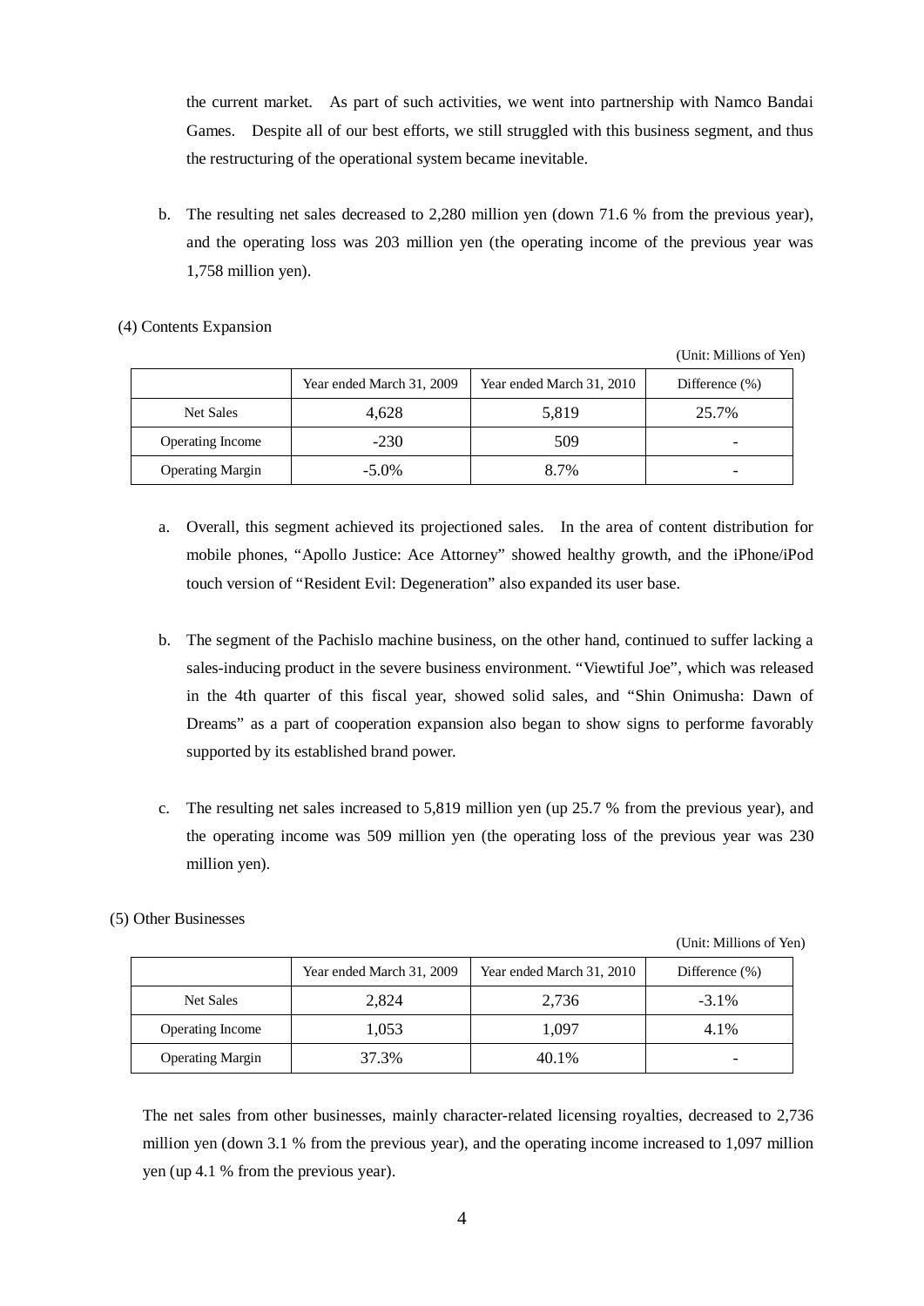the current market. As part of such activities, we went into partnership with Namco Bandai Games. Despite all of our best efforts, we still struggled with this business segment, and thus the restructuring of the operational system became inevitable.

b. The resulting net sales decreased to 2,280 million yen (down 71.6 % from the previous year), and the operating loss was 203 million yen (the operating income of the previous year was 1,758 million yen).

(4) Contents Expansion

(Unit: Millions of Yen)

| | Year ended March 31, 2009 | Year ended March 31, 2010 | Difference (%) |
|---|---|---|---|
| Net Sales | 4,628 | 5,819 | 25.7% |
| Operating Income | -230 | 509 | - |
| Operating Margin | -5.0% | 8.7% | - |

a. Overall, this segment achieved its projectioned sales. In the area of content distribution for mobile phones, "Apollo Justice: Ace Attorney" showed healthy growth, and the iPhone/iPod touch version of "Resident Evil: Degeneration" also expanded its user base.

b. The segment of the Pachislo machine business, on the other hand, continued to suffer lacking a sales-inducing product in the severe business environment. "Viewtiful Joe", which was released in the 4th quarter of this fiscal year, showed solid sales, and "Shin Onimusha: Dawn of Dreams" as a part of cooperation expansion also began to show signs to performe favorably supported by its established brand power.

c. The resulting net sales increased to 5,819 million yen (up 25.7 % from the previous year), and the operating income was 509 million yen (the operating loss of the previous year was 230 million yen).

(5) Other Businesses

(Unit: Millions of Yen)

| | Year ended March 31, 2009 | Year ended March 31, 2010 | Difference (%) |
|---|---|---|---|
| Net Sales | 2,824 | 2,736 | -3.1% |
| Operating Income | 1,053 | 1,097 | 4.1% |
| Operating Margin | 37.3% | 40.1% | - |

The net sales from other businesses, mainly character-related licensing royalties, decreased to 2,736 million yen (down 3.1 % from the previous year), and the operating income increased to 1,097 million yen (up 4.1 % from the previous year).